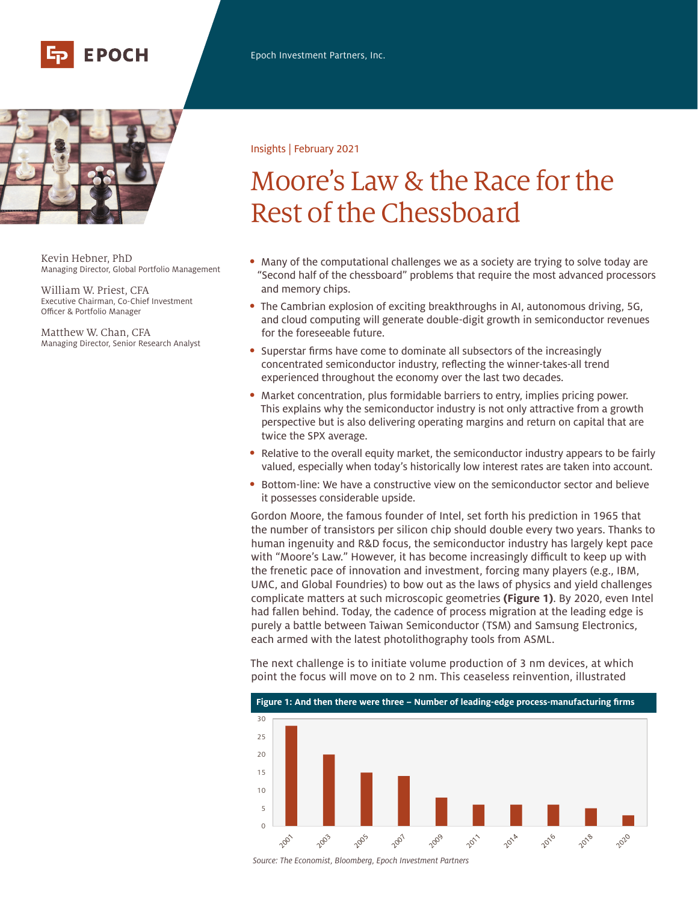Epoch Investment Partners, Inc.

Insights | February 2021

# Moore's Law & the Race for the Rest of the Chessboard

Kevin Hebner, PhD
Managing Director, Global Portfolio Management

William W. Priest, CFA
Executive Chairman, Co-Chief Investment Officer & Portfolio Manager

Matthew W. Chan, CFA
Managing Director, Senior Research Analyst

- Many of the computational challenges we as a society are trying to solve today are "Second half of the chessboard" problems that require the most advanced processors and memory chips.
- The Cambrian explosion of exciting breakthroughs in AI, autonomous driving, 5G, and cloud computing will generate double-digit growth in semiconductor revenues for the foreseeable future.
- Superstar firms have come to dominate all subsectors of the increasingly concentrated semiconductor industry, reflecting the winner-takes-all trend experienced throughout the economy over the last two decades.
- Market concentration, plus formidable barriers to entry, implies pricing power. This explains why the semiconductor industry is not only attractive from a growth perspective but is also delivering operating margins and return on capital that are twice the SPX average.
- Relative to the overall equity market, the semiconductor industry appears to be fairly valued, especially when today's historically low interest rates are taken into account.
- Bottom-line: We have a constructive view on the semiconductor sector and believe it possesses considerable upside.

Gordon Moore, the famous founder of Intel, set forth his prediction in 1965 that the number of transistors per silicon chip should double every two years. Thanks to human ingenuity and R&D focus, the semiconductor industry has largely kept pace with "Moore's Law." However, it has become increasingly difficult to keep up with the frenetic pace of innovation and investment, forcing many players (e.g., IBM, UMC, and Global Foundries) to bow out as the laws of physics and yield challenges complicate matters at such microscopic geometries **(Figure 1)**. By 2020, even Intel had fallen behind. Today, the cadence of process migration at the leading edge is purely a battle between Taiwan Semiconductor (TSM) and Samsung Electronics, each armed with the latest photolithography tools from ASML.

The next challenge is to initiate volume production of 3 nm devices, at which point the focus will move on to 2 nm. This ceaseless reinvention, illustrated

**Figure 1: And then there were three – Number of leading-edge process-manufacturing firms**

| Year | Number of firms |
|---|---|
| 2001 | 28 |
| 2003 | 20 |
| 2005 | 15 |
| 2007 | 14 |
| 2009 | 8 |
| 2011 | 6 |
| 2014 | 6 |
| 2016 | 6 |
| 2018 | 5 |
| 2020 | 3 |

*Source: The Economist, Bloomberg, Epoch Investment Partners*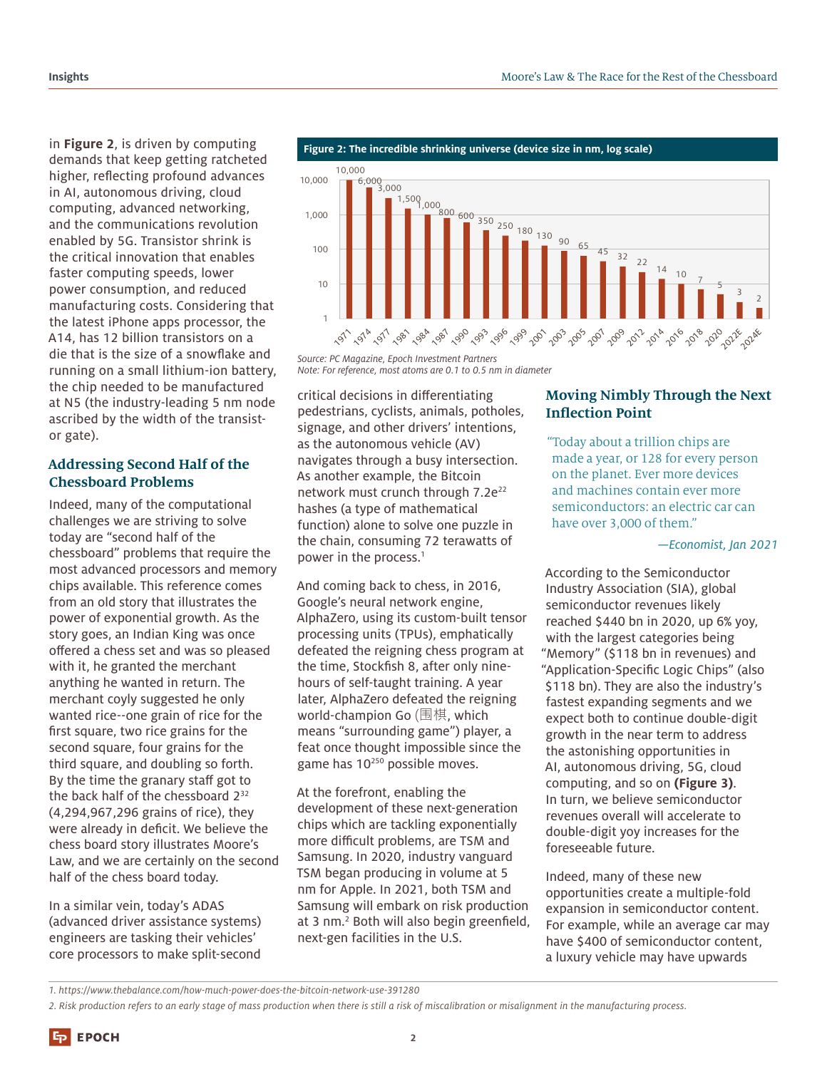in **Figure 2**, is driven by computing demands that keep getting ratcheted higher, reflecting profound advances in AI, autonomous driving, cloud computing, advanced networking, and the communications revolution enabled by 5G. Transistor shrink is the critical innovation that enables faster computing speeds, lower power consumption, and reduced manufacturing costs. Considering that the latest iPhone apps processor, the A14, has 12 billion transistors on a die that is the size of a snowflake and running on a small lithium-ion battery, the chip needed to be manufactured at N5 (the industry-leading 5 nm node ascribed by the width of the transistor gate).

**Figure 2: The incredible shrinking universe (device size in nm, log scale)**

| Year | Device size (nm) |
|---|---|
| 1971 | 10,000 |
| 1974 | 6,000 |
| 1977 | 3,000 |
| 1981 | 1,500 |
| 1984 | 1,000 |
| 1987 | 800 |
| 1990 | 600 |
| 1993 | 350 |
| 1996 | 250 |
| 1999 | 180 |
| 2001 | 130 |
| 2003 | 90 |
| 2005 | 65 |
| 2007 | 45 |
| 2009 | 32 |
| 2012 | 22 |
| 2014 | 14 |
| 2016 | 10 |
| 2018 | 7 |
| 2020 | 5 |
| 2022E | 3 |
| 2024E | 2 |

*Source: PC Magazine, Epoch Investment Partners*
*Note: For reference, most atoms are 0.1 to 0.5 nm in diameter*

## Addressing Second Half of the Chessboard Problems

Indeed, many of the computational challenges we are striving to solve today are "second half of the chessboard" problems that require the most advanced processors and memory chips available. This reference comes from an old story that illustrates the power of exponential growth. As the story goes, an Indian King was once offered a chess set and was so pleased with it, he granted the merchant anything he wanted in return. The merchant coyly suggested he only wanted rice--one grain of rice for the first square, two rice grains for the second square, four grains for the third square, and doubling so forth. By the time the granary staff got to the back half of the chessboard $2^{32}$ (4,294,967,296 grains of rice), they were already in deficit. We believe the chess board story illustrates Moore's Law, and we are certainly on the second half of the chess board today.

In a similar vein, today's ADAS (advanced driver assistance systems) engineers are tasking their vehicles' core processors to make split-second critical decisions in differentiating pedestrians, cyclists, animals, potholes, signage, and other drivers' intentions, as the autonomous vehicle (AV) navigates through a busy intersection. As another example, the Bitcoin network must crunch through $7.2e^{22}$ hashes (a type of mathematical function) alone to solve one puzzle in the chain, consuming 72 terawatts of power in the process.[1]

And coming back to chess, in 2016, Google's neural network engine, AlphaZero, using its custom-built tensor processing units (TPUs), emphatically defeated the reigning chess program at the time, Stockfish 8, after only nine-hours of self-taught training. A year later, AlphaZero defeated the reigning world-champion Go (围棋, which means "surrounding game") player, a feat once thought impossible since the game has $10^{250}$ possible moves.

At the forefront, enabling the development of these next-generation chips which are tackling exponentially more difficult problems, are TSM and Samsung. In 2020, industry vanguard TSM began producing in volume at 5 nm for Apple. In 2021, both TSM and Samsung will embark on risk production at 3 nm.[2] Both will also begin greenfield, next-gen facilities in the U.S.

## Moving Nimbly Through the Next Inflection Point

> "Today about a trillion chips are made a year, or 128 for every person on the planet. Ever more devices and machines contain ever more semiconductors: an electric car can have over 3,000 of them."
>
> *—Economist, Jan 2021*

According to the Semiconductor Industry Association (SIA), global semiconductor revenues likely reached $440 bn in 2020, up 6% yoy, with the largest categories being "Memory" ($118 bn in revenues) and "Application-Specific Logic Chips" (also $118 bn). They are also the industry's fastest expanding segments and we expect both to continue double-digit growth in the near term to address the astonishing opportunities in AI, autonomous driving, 5G, cloud computing, and so on **(Figure 3)**. In turn, we believe semiconductor revenues overall will accelerate to double-digit yoy increases for the foreseeable future.

Indeed, many of these new opportunities create a multiple-fold expansion in semiconductor content. For example, while an average car may have $400 of semiconductor content, a luxury vehicle may have upwards

---

1. *https://www.thebalance.com/how-much-power-does-the-bitcoin-network-use-391280*
2. *Risk production refers to an early stage of mass production when there is still a risk of miscalibration or misalignment in the manufacturing process.*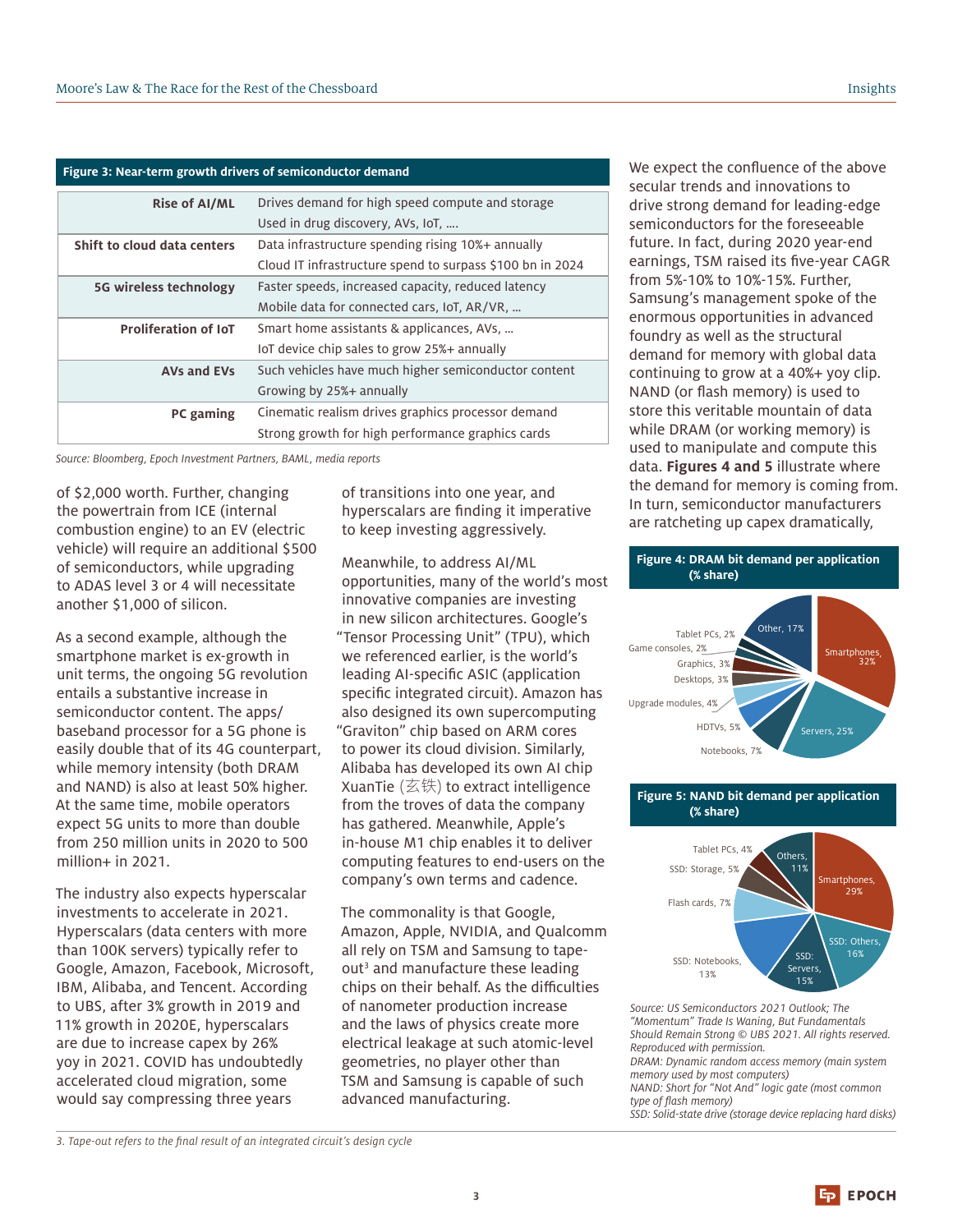**Figure 3: Near-term growth drivers of semiconductor demand**

| | |
|---|---|
| **Rise of AI/ML** | Drives demand for high speed compute and storage<br>Used in drug discovery, AVs, IoT, .... |
| **Shift to cloud data centers** | Data infrastructure spending rising 10%+ annually<br>Cloud IT infrastructure spend to surpass $100 bn in 2024 |
| **5G wireless technology** | Faster speeds, increased capacity, reduced latency<br>Mobile data for connected cars, IoT, AR/VR, ... |
| **Proliferation of IoT** | Smart home assistants & applicances, AVs, ...<br>IoT device chip sales to grow 25%+ annually |
| **AVs and EVs** | Such vehicles have much higher semiconductor content<br>Growing by 25%+ annually |
| **PC gaming** | Cinematic realism drives graphics processor demand<br>Strong growth for high performance graphics cards |

*Source: Bloomberg, Epoch Investment Partners, BAML, media reports*

of $2,000 worth. Further, changing the powertrain from ICE (internal combustion engine) to an EV (electric vehicle) will require an additional $500 of semiconductors, while upgrading to ADAS level 3 or 4 will necessitate another $1,000 of silicon.

As a second example, although the smartphone market is ex-growth in unit terms, the ongoing 5G revolution entails a substantive increase in semiconductor content. The apps/baseband processor for a 5G phone is easily double that of its 4G counterpart, while memory intensity (both DRAM and NAND) is also at least 50% higher. At the same time, mobile operators expect 5G units to more than double from 250 million units in 2020 to 500 million+ in 2021.

The industry also expects hyperscalar investments to accelerate in 2021. Hyperscalars (data centers with more than 100K servers) typically refer to Google, Amazon, Facebook, Microsoft, IBM, Alibaba, and Tencent. According to UBS, after 3% growth in 2019 and 11% growth in 2020E, hyperscalars are due to increase capex by 26% yoy in 2021. COVID has undoubtedly accelerated cloud migration, some would say compressing three years of transitions into one year, and hyperscalars are finding it imperative to keep investing aggressively.

Meanwhile, to address AI/ML opportunities, many of the world's most innovative companies are investing in new silicon architectures. Google's "Tensor Processing Unit" (TPU), which we referenced earlier, is the world's leading AI-specific ASIC (application specific integrated circuit). Amazon has also designed its own supercomputing "Graviton" chip based on ARM cores to power its cloud division. Similarly, Alibaba has developed its own AI chip XuanTie (玄铁) to extract intelligence from the troves of data the company has gathered. Meanwhile, Apple's in-house M1 chip enables it to deliver computing features to end-users on the company's own terms and cadence.

The commonality is that Google, Amazon, Apple, NVIDIA, and Qualcomm all rely on TSM and Samsung to tape-out[3] and manufacture these leading chips on their behalf. As the difficulties of nanometer production increase and the laws of physics create more electrical leakage at such atomic-level geometries, no player other than TSM and Samsung is capable of such advanced manufacturing.

We expect the confluence of the above secular trends and innovations to drive strong demand for leading-edge semiconductors for the foreseeable future. In fact, during 2020 year-end earnings, TSM raised its five-year CAGR from 5%-10% to 10%-15%. Further, Samsung's management spoke of the enormous opportunities in advanced foundry as well as the structural demand for memory with global data continuing to grow at a 40%+ yoy clip. NAND (or flash memory) is used to store this veritable mountain of data while DRAM (or working memory) is used to manipulate and compute this data. **Figures 4 and 5** illustrate where the demand for memory is coming from. In turn, semiconductor manufacturers are ratcheting up capex dramatically,

**Figure 4: DRAM bit demand per application (% share)**

| Application | Share |
|---|---|
| Smartphones | 32% |
| Servers | 25% |
| Notebooks | 7% |
| HDTVs | 5% |
| Upgrade modules | 4% |
| Desktops | 3% |
| Graphics | 3% |
| Game consoles | 2% |
| Tablet PCs | 2% |
| Other | 17% |

**Figure 5: NAND bit demand per application (% share)**

| Application | Share |
|---|---|
| Smartphones | 29% |
| SSD: Others | 16% |
| SSD: Servers | 15% |
| SSD: Notebooks | 13% |
| Flash cards | 7% |
| SSD: Storage | 5% |
| Tablet PCs | 4% |
| Others | 11% |

*Source: US Semiconductors 2021 Outlook; The "Momentum" Trade Is Waning, But Fundamentals Should Remain Strong © UBS 2021. All rights reserved. Reproduced with permission.*
*DRAM: Dynamic random access memory (main system memory used by most computers)*
*NAND: Short for "Not And" logic gate (most common type of flash memory)*
*SSD: Solid-state drive (storage device replacing hard disks)*

3. Tape-out refers to the final result of an integrated circuit's design cycle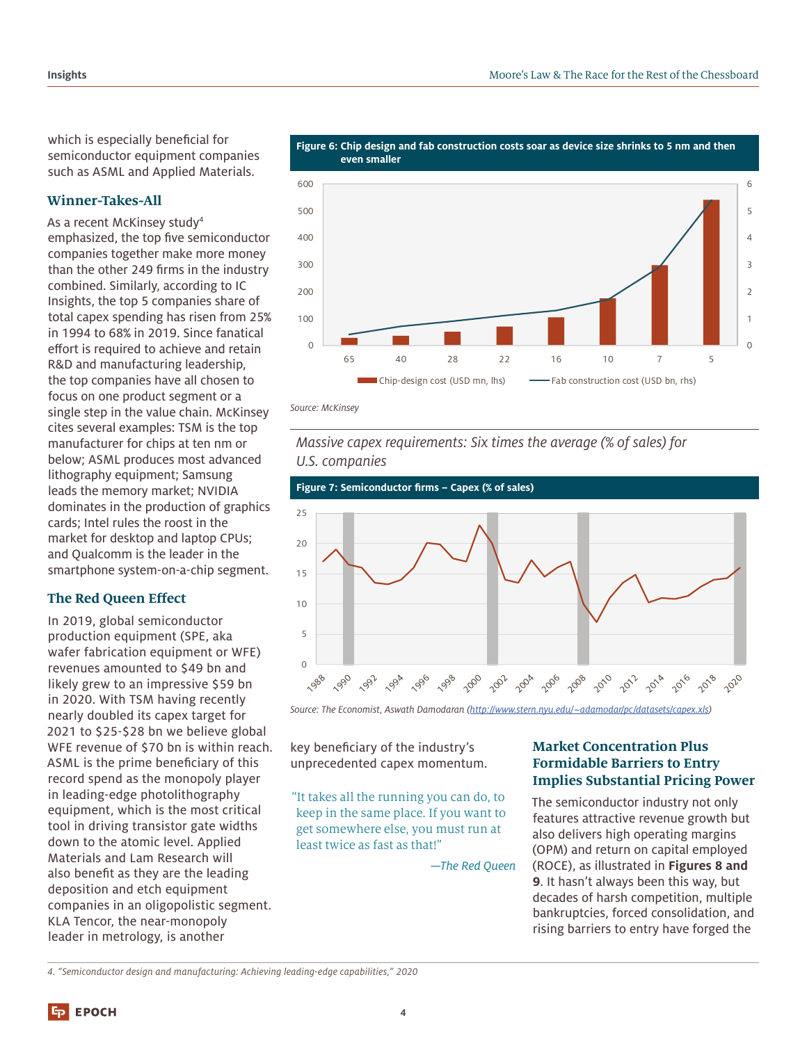which is especially beneficial for semiconductor equipment companies such as ASML and Applied Materials.

### Winner-Takes-All

As a recent McKinsey study[4] emphasized, the top five semiconductor companies together make more money than the other 249 firms in the industry combined. Similarly, according to IC Insights, the top 5 companies share of total capex spending has risen from 25% in 1994 to 68% in 2019. Since fanatical effort is required to achieve and retain R&D and manufacturing leadership, the top companies have all chosen to focus on one product segment or a single step in the value chain. McKinsey cites several examples: TSM is the top manufacturer for chips at ten nm or below; ASML produces most advanced lithography equipment; Samsung leads the memory market; NVIDIA dominates in the production of graphics cards; Intel rules the roost in the market for desktop and laptop CPUs; and Qualcomm is the leader in the smartphone system-on-a-chip segment.

### The Red Queen Effect

In 2019, global semiconductor production equipment (SPE, aka wafer fabrication equipment or WFE) revenues amounted to $49 bn and likely grew to an impressive $59 bn in 2020. With TSM having recently nearly doubled its capex target for 2021 to $25-$28 bn we believe global WFE revenue of $70 bn is within reach. ASML is the prime beneficiary of this record spend as the monopoly player in leading-edge photolithography equipment, which is the most critical tool in driving transistor gate widths down to the atomic level. Applied Materials and Lam Research will also benefit as they are the leading deposition and etch equipment companies in an oligopolistic segment. KLA Tencor, the near-monopoly leader in metrology, is another key beneficiary of the industry's unprecedented capex momentum.

**Figure 6: Chip design and fab construction costs soar as device size shrinks to 5 nm and then even smaller**

Chip-design cost (USD mn, lhs); Fab construction cost (USD bn, rhs)

Node (nm): 65, 40, 28, 22, 16, 10, 7, 5

*Source: McKinsey*

*Massive capex requirements: Six times the average (% of sales) for U.S. companies*

**Figure 7: Semiconductor firms – Capex (% of sales)**

*Source: The Economist, Aswath Damodaran (http://www.stern.nyu.edu/~adamodar/pc/datasets/capex.xls)*

> "It takes all the running you can do, to keep in the same place. If you want to get somewhere else, you must run at least twice as fast as that!"
>
> *—The Red Queen*

### Market Concentration Plus Formidable Barriers to Entry Implies Substantial Pricing Power

The semiconductor industry not only features attractive revenue growth but also delivers high operating margins (OPM) and return on capital employed (ROCE), as illustrated in **Figures 8 and 9**. It hasn't always been this way, but decades of harsh competition, multiple bankruptcies, forced consolidation, and rising barriers to entry have forged the

4. *"Semiconductor design and manufacturing: Achieving leading-edge capabilities," 2020*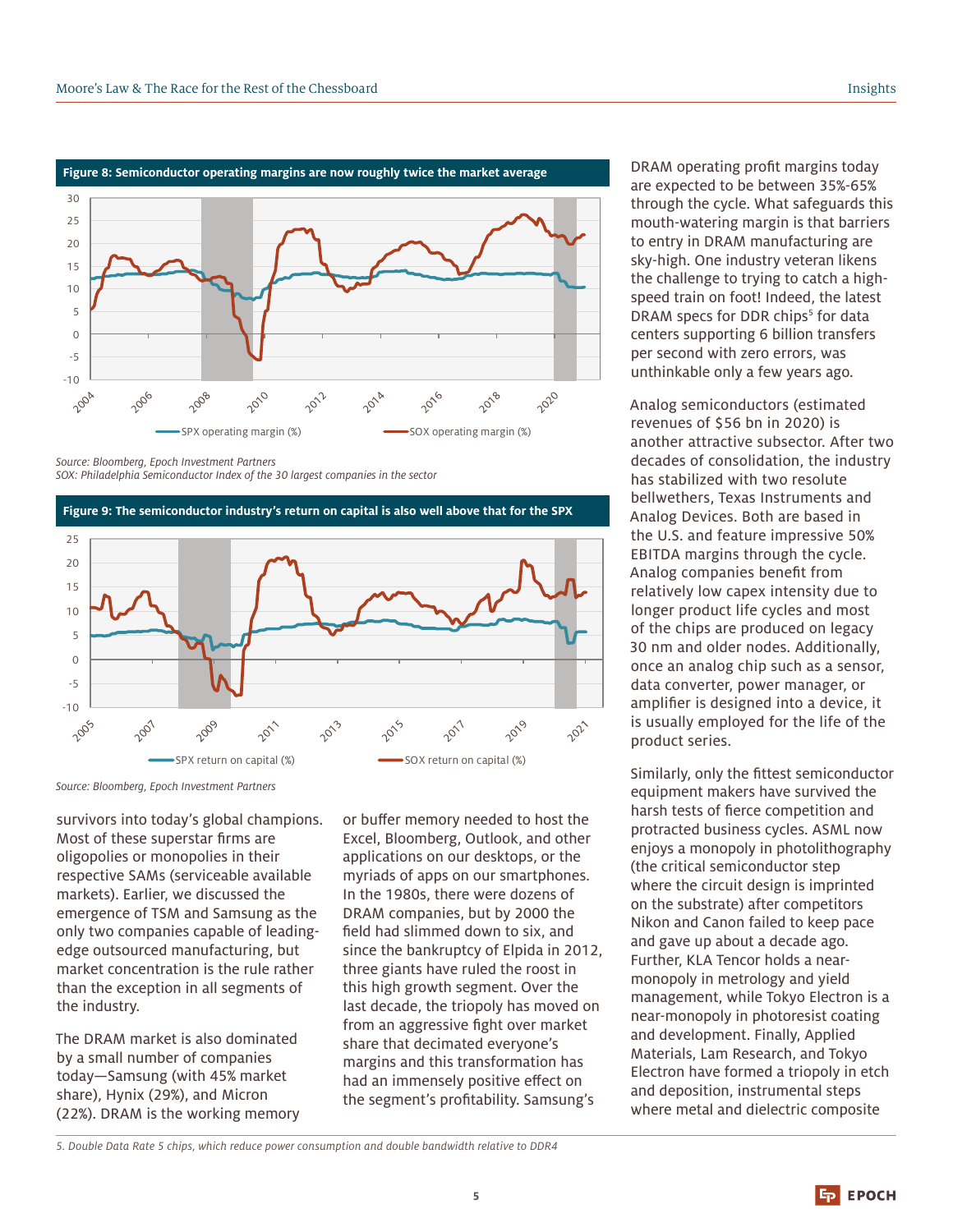**Figure 8: Semiconductor operating margins are now roughly twice the market average**

Source: Bloomberg, Epoch Investment Partners
SOX: Philadelphia Semiconductor Index of the 30 largest companies in the sector

**Figure 9: The semiconductor industry's return on capital is also well above that for the SPX**

Source: Bloomberg, Epoch Investment Partners

survivors into today's global champions. Most of these superstar firms are oligopolies or monopolies in their respective SAMs (serviceable available markets). Earlier, we discussed the emergence of TSM and Samsung as the only two companies capable of leading-edge outsourced manufacturing, but market concentration is the rule rather than the exception in all segments of the industry.

The DRAM market is also dominated by a small number of companies today—Samsung (with 45% market share), Hynix (29%), and Micron (22%). DRAM is the working memory or buffer memory needed to host the Excel, Bloomberg, Outlook, and other applications on our desktops, or the myriads of apps on our smartphones. In the 1980s, there were dozens of DRAM companies, but by 2000 the field had slimmed down to six, and since the bankruptcy of Elpida in 2012, three giants have ruled the roost in this high growth segment. Over the last decade, the triopoly has moved on from an aggressive fight over market share that decimated everyone's margins and this transformation has had an immensely positive effect on the segment's profitability. Samsung's DRAM operating profit margins today are expected to be between 35%-65% through the cycle. What safeguards this mouth-watering margin is that barriers to entry in DRAM manufacturing are sky-high. One industry veteran likens the challenge to trying to catch a high-speed train on foot! Indeed, the latest DRAM specs for DDR chips[5] for data centers supporting 6 billion transfers per second with zero errors, was unthinkable only a few years ago.

Analog semiconductors (estimated revenues of $56 bn in 2020) is another attractive subsector. After two decades of consolidation, the industry has stabilized with two resolute bellwethers, Texas Instruments and Analog Devices. Both are based in the U.S. and feature impressive 50% EBITDA margins through the cycle. Analog companies benefit from relatively low capex intensity due to longer product life cycles and most of the chips are produced on legacy 30 nm and older nodes. Additionally, once an analog chip such as a sensor, data converter, power manager, or amplifier is designed into a device, it is usually employed for the life of the product series.

Similarly, only the fittest semiconductor equipment makers have survived the harsh tests of fierce competition and protracted business cycles. ASML now enjoys a monopoly in photolithography (the critical semiconductor step where the circuit design is imprinted on the substrate) after competitors Nikon and Canon failed to keep pace and gave up about a decade ago. Further, KLA Tencor holds a near-monopoly in metrology and yield management, while Tokyo Electron is a near-monopoly in photoresist coating and development. Finally, Applied Materials, Lam Research, and Tokyo Electron have formed a triopoly in etch and deposition, instrumental steps where metal and dielectric composite

*5. Double Data Rate 5 chips, which reduce power consumption and double bandwidth relative to DDR4*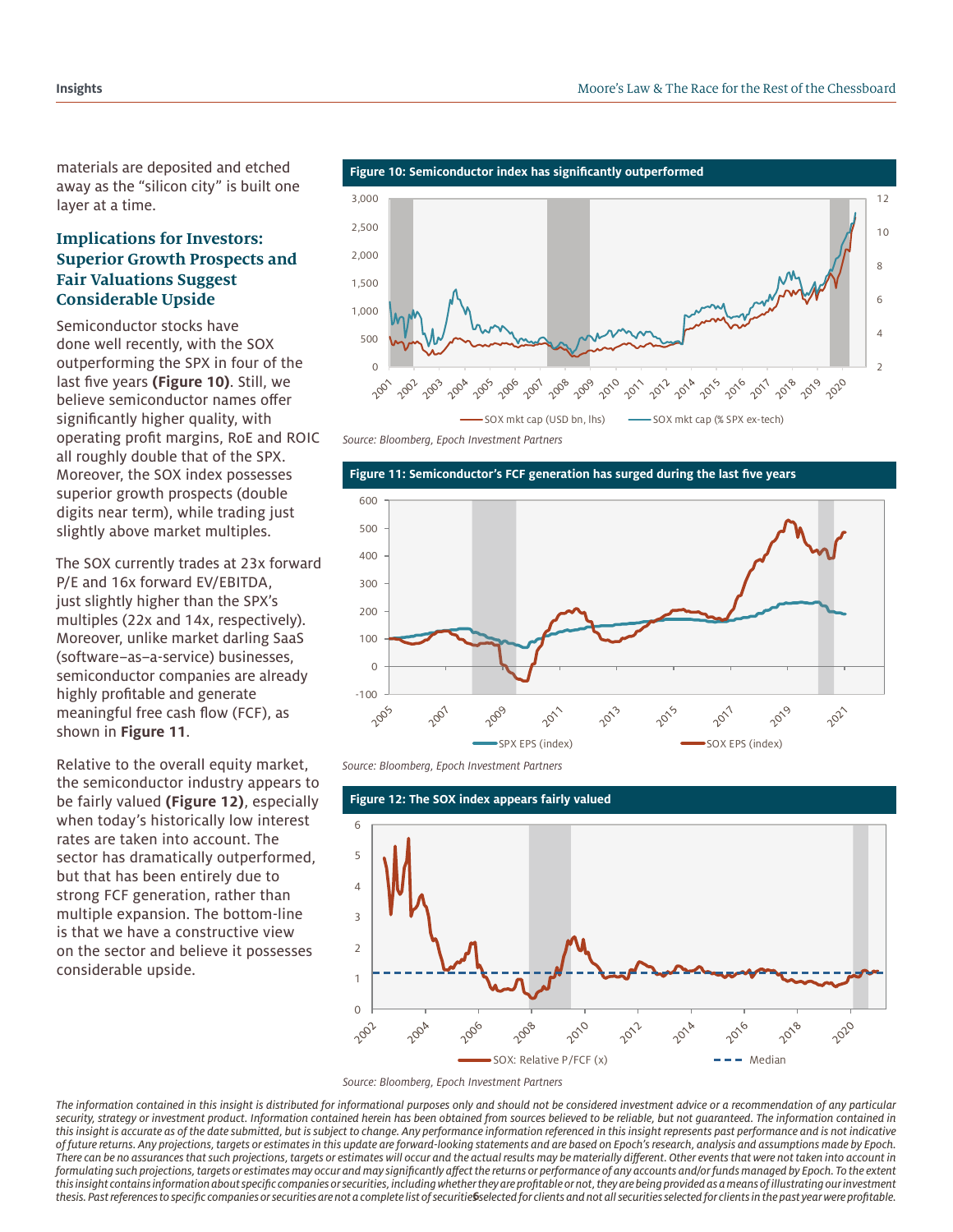materials are deposited and etched away as the "silicon city" is built one layer at a time.

## Implications for Investors: Superior Growth Prospects and Fair Valuations Suggest Considerable Upside

Semiconductor stocks have done well recently, with the SOX outperforming the SPX in four of the last five years **(Figure 10)**. Still, we believe semiconductor names offer significantly higher quality, with operating profit margins, RoE and ROIC all roughly double that of the SPX. Moreover, the SOX index possesses superior growth prospects (double digits near term), while trading just slightly above market multiples.

The SOX currently trades at 23x forward P/E and 16x forward EV/EBITDA, just slightly higher than the SPX's multiples (22x and 14x, respectively). Moreover, unlike market darling SaaS (software–as–a-service) businesses, semiconductor companies are already highly profitable and generate meaningful free cash flow (FCF), as shown in **Figure 11**.

Relative to the overall equity market, the semiconductor industry appears to be fairly valued **(Figure 12)**, especially when today's historically low interest rates are taken into account. The sector has dramatically outperformed, but that has been entirely due to strong FCF generation, rather than multiple expansion. The bottom-line is that we have a constructive view on the sector and believe it possesses considerable upside.

**Figure 10: Semiconductor index has significantly outperformed**

3,000
2,500
2,000
1,500
1,000
500
0

12
10
8
6
4
2

2001 2002 2003 2004 2005 2006 2007 2008 2009 2010 2011 2012 2014 2015 2016 2017 2018 2019 2020

SOX mkt cap (USD bn, lhs)
SOX mkt cap (% SPX ex-tech)

*Source: Bloomberg, Epoch Investment Partners*

**Figure 11: Semiconductor's FCF generation has surged during the last five years**

600
500
400
300
200
100
0
-100

2005 2007 2009 2011 2013 2015 2017 2019 2021

SPX EPS (index)
SOX EPS (index)

*Source: Bloomberg, Epoch Investment Partners*

**Figure 12: The SOX index appears fairly valued**

6
5
4
3
2
1
0

2002 2004 2006 2008 2010 2012 2014 2016 2018 2020

SOX: Relative P/FCF (x)
Median

*Source: Bloomberg, Epoch Investment Partners*

*The information contained in this insight is distributed for informational purposes only and should not be considered investment advice or a recommendation of any particular security, strategy or investment product. Information contained herein has been obtained from sources believed to be reliable, but not guaranteed. The information contained in this insight is accurate as of the date submitted, but is subject to change. Any performance information referenced in this insight represents past performance and is not indicative of future returns. Any projections, targets or estimates in this update are forward-looking statements and are based on Epoch's research, analysis and assumptions made by Epoch. There can be no assurances that such projections, targets or estimates will occur and the actual results may be materially different. Other events that were not taken into account in formulating such projections, targets or estimates may occur and may significantly affect the returns or performance of any accounts and/or funds managed by Epoch. To the extent this insight contains information about specific companies or securities, including whether they are profitable or not, they are being provided as a means of illustrating our investment thesis. Past references to specific companies or securities are not a complete list of securities selected for clients and not all securities selected for clients in the past year were profitable.*